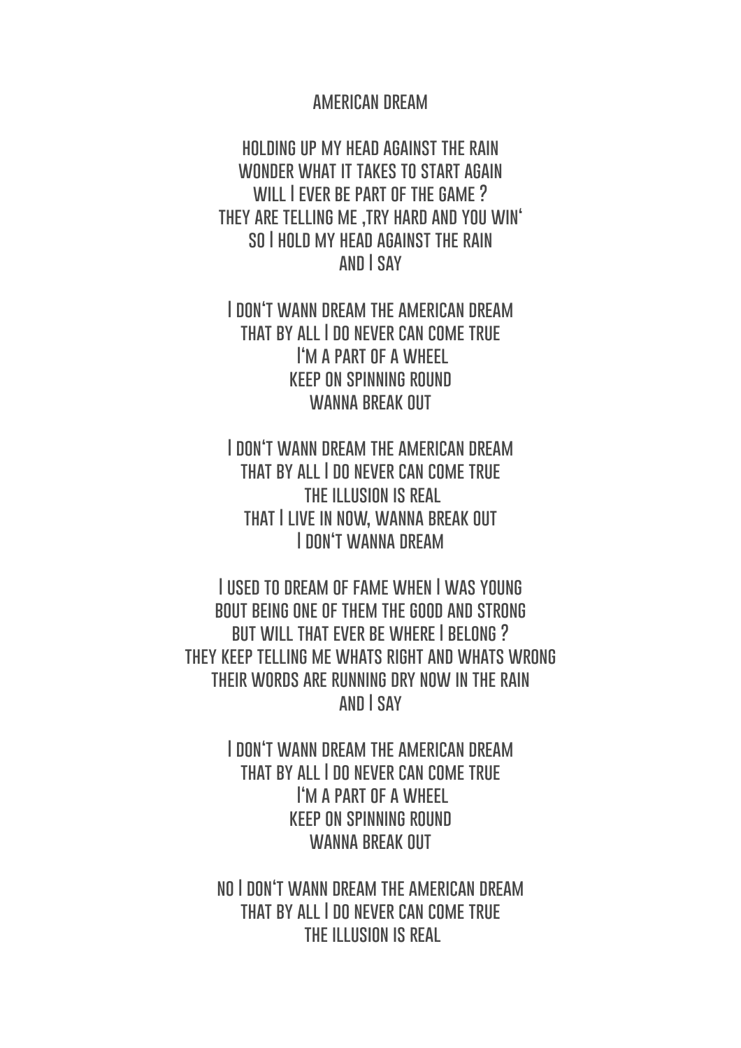# AMERICAN DREAM

HOLDING UP MY HEAD AGAINST THE RAIN
WONDER WHAT IT TAKES TO START AGAIN
WILL I EVER BE PART OF THE GAME ?
THEY ARE TELLING ME ,TRY HARD AND YOU WIN'
SO I HOLD MY HEAD AGAINST THE RAIN
AND I SAY

I DON'T WANN DREAM THE AMERICAN DREAM
THAT BY ALL I DO NEVER CAN COME TRUE
I'M A PART OF A WHEEL
KEEP ON SPINNING ROUND
WANNA BREAK OUT

I DON'T WANN DREAM THE AMERICAN DREAM
THAT BY ALL I DO NEVER CAN COME TRUE
THE ILLUSION IS REAL
THAT I LIVE IN NOW, WANNA BREAK OUT
I DON'T WANNA DREAM

I USED TO DREAM OF FAME WHEN I WAS YOUNG
BOUT BEING ONE OF THEM THE GOOD AND STRONG
BUT WILL THAT EVER BE WHERE I BELONG ?
THEY KEEP TELLING ME WHATS RIGHT AND WHATS WRONG
THEIR WORDS ARE RUNNING DRY NOW IN THE RAIN
AND I SAY

I DON'T WANN DREAM THE AMERICAN DREAM
THAT BY ALL I DO NEVER CAN COME TRUE
I'M A PART OF A WHEEL
KEEP ON SPINNING ROUND
WANNA BREAK OUT

NO I DON'T WANN DREAM THE AMERICAN DREAM
THAT BY ALL I DO NEVER CAN COME TRUE
THE ILLUSION IS REAL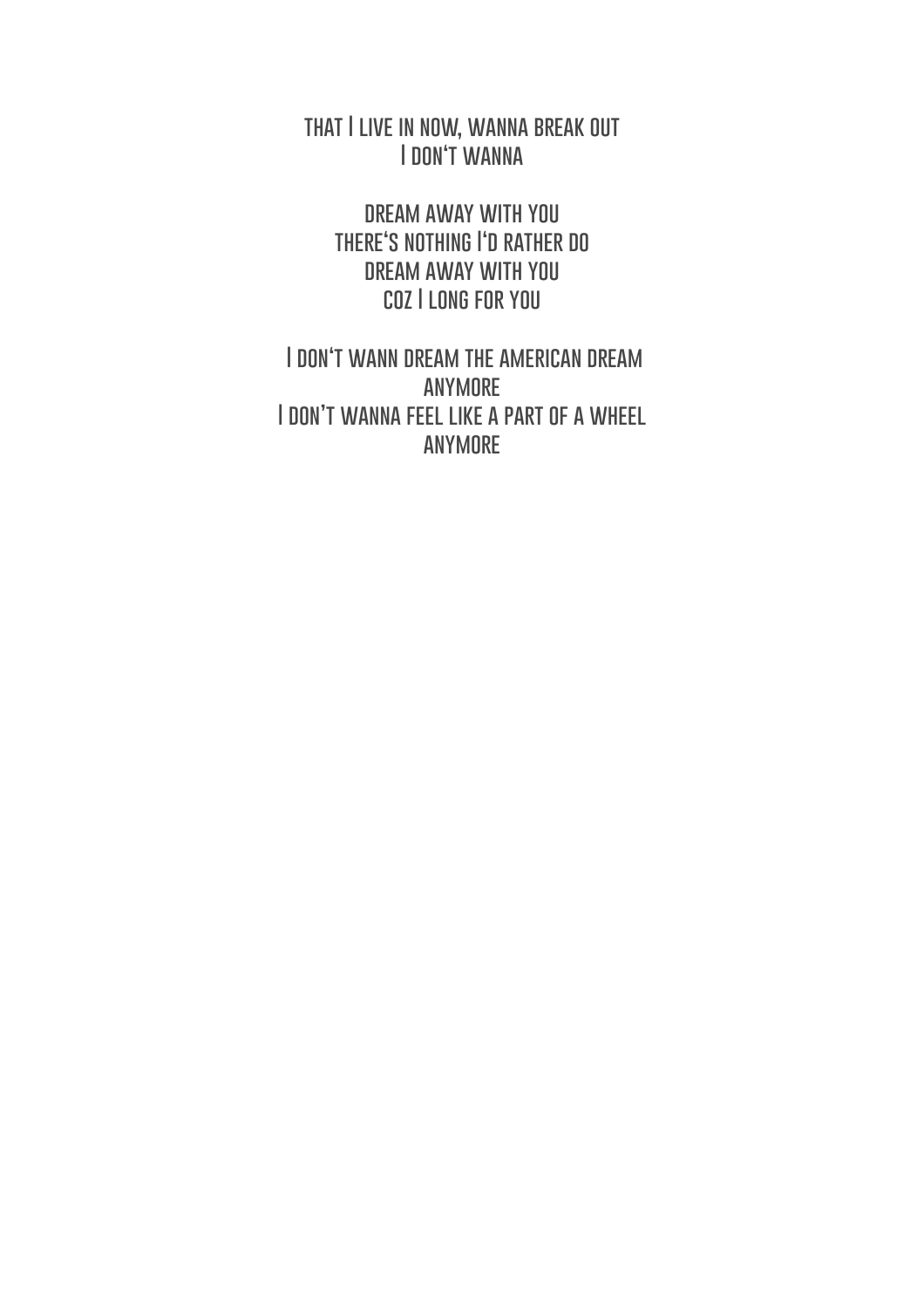that I live in now, wanna break out
I don't wanna

dream away with you
there's nothing I'd rather do
dream away with you
coz I long for you

I don't wann dream the american dream
anymore
I don't wanna feel like a part of a wheel
anymore